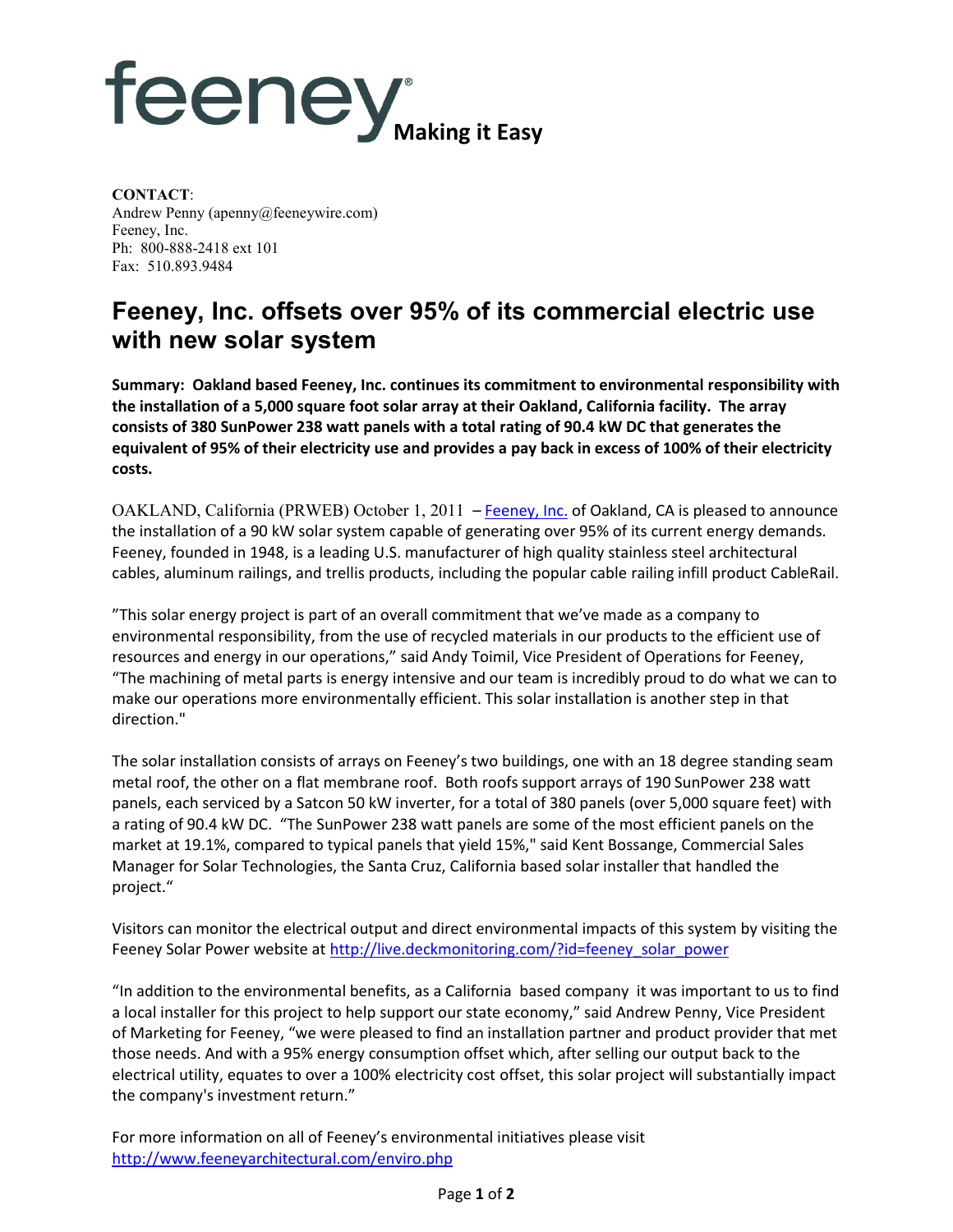feeney® Making it Easy

**CONTACT**:
Andrew Penny (apenny@feeneywire.com)
Feeney, Inc.
Ph: 800-888-2418 ext 101
Fax: 510.893.9484

# Feeney, Inc. offsets over 95% of its commercial electric use with new solar system

**Summary: Oakland based Feeney, Inc. continues its commitment to environmental responsibility with the installation of a 5,000 square foot solar array at their Oakland, California facility. The array consists of 380 SunPower 238 watt panels with a total rating of 90.4 kW DC that generates the equivalent of 95% of their electricity use and provides a pay back in excess of 100% of their electricity costs.**

OAKLAND, California (PRWEB) October 1, 2011 – [Feeney, Inc.](#) of Oakland, CA is pleased to announce the installation of a 90 kW solar system capable of generating over 95% of its current energy demands. Feeney, founded in 1948, is a leading U.S. manufacturer of high quality stainless steel architectural cables, aluminum railings, and trellis products, including the popular cable railing infill product CableRail.

"This solar energy project is part of an overall commitment that we've made as a company to environmental responsibility, from the use of recycled materials in our products to the efficient use of resources and energy in our operations," said Andy Toimil, Vice President of Operations for Feeney, "The machining of metal parts is energy intensive and our team is incredibly proud to do what we can to make our operations more environmentally efficient. This solar installation is another step in that direction."

The solar installation consists of arrays on Feeney's two buildings, one with an 18 degree standing seam metal roof, the other on a flat membrane roof. Both roofs support arrays of 190 SunPower 238 watt panels, each serviced by a Satcon 50 kW inverter, for a total of 380 panels (over 5,000 square feet) with a rating of 90.4 kW DC. "The SunPower 238 watt panels are some of the most efficient panels on the market at 19.1%, compared to typical panels that yield 15%," said Kent Bossange, Commercial Sales Manager for Solar Technologies, the Santa Cruz, California based solar installer that handled the project."

Visitors can monitor the electrical output and direct environmental impacts of this system by visiting the Feeney Solar Power website at http://live.deckmonitoring.com/?id=feeney_solar_power

"In addition to the environmental benefits, as a California based company it was important to us to find a local installer for this project to help support our state economy," said Andrew Penny, Vice President of Marketing for Feeney, "we were pleased to find an installation partner and product provider that met those needs. And with a 95% energy consumption offset which, after selling our output back to the electrical utility, equates to over a 100% electricity cost offset, this solar project will substantially impact the company's investment return."

For more information on all of Feeney's environmental initiatives please visit http://www.feeneyarchitectural.com/enviro.php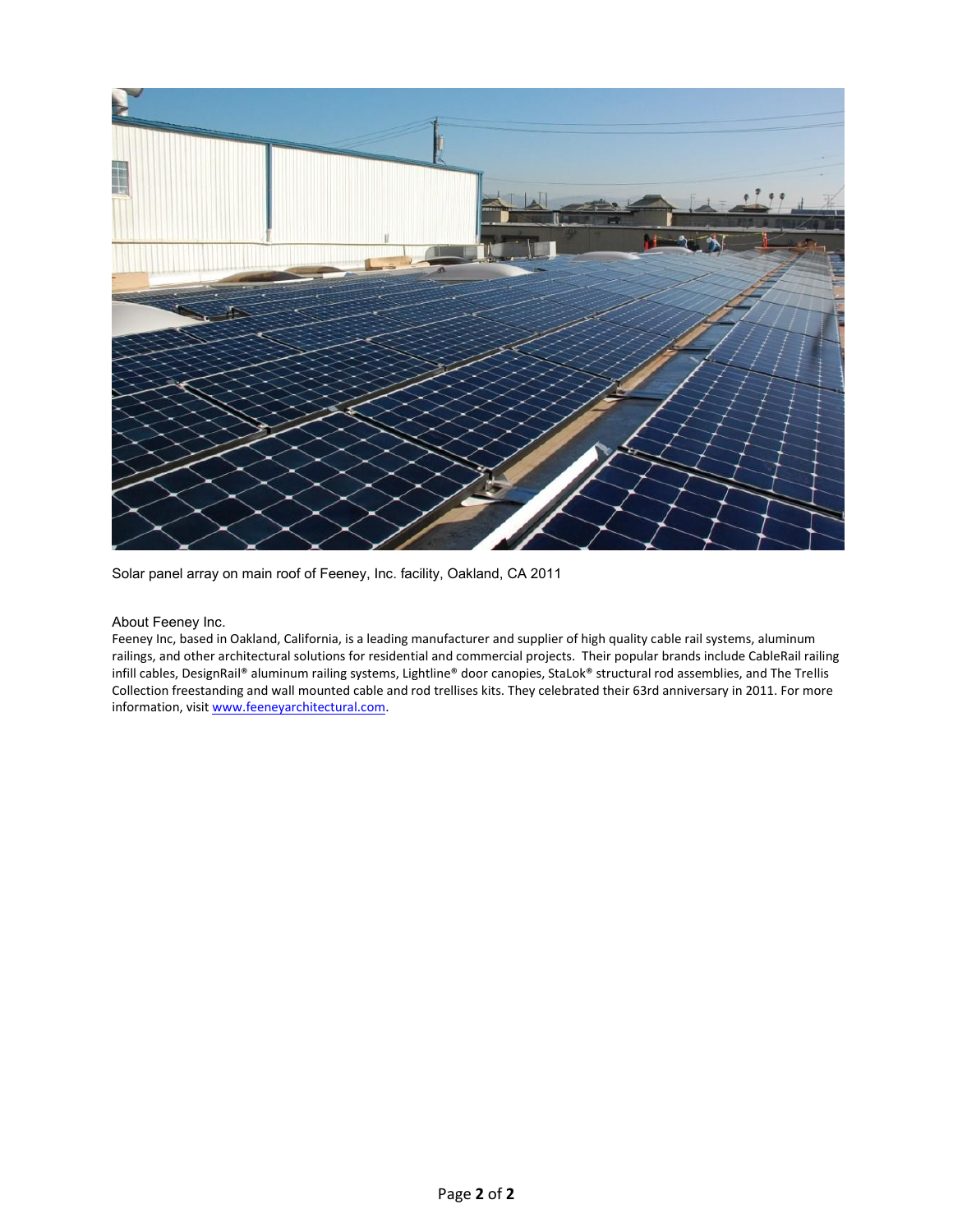Solar panel array on main roof of Feeney, Inc. facility, Oakland, CA 2011

About Feeney Inc.

Feeney Inc, based in Oakland, California, is a leading manufacturer and supplier of high quality cable rail systems, aluminum railings, and other architectural solutions for residential and commercial projects. Their popular brands include CableRail railing infill cables, DesignRail® aluminum railing systems, Lightline® door canopies, StaLok® structural rod assemblies, and The Trellis Collection freestanding and wall mounted cable and rod trellises kits. They celebrated their 63rd anniversary in 2011. For more information, visit www.feeneyarchitectural.com.